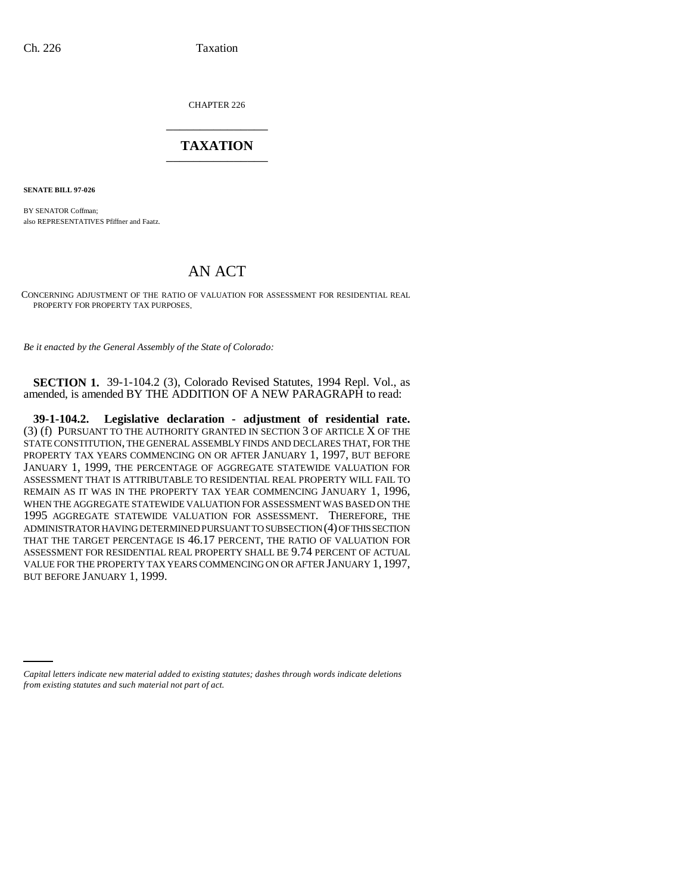CHAPTER 226

## TAXATION

**SENATE BILL 97-026**

BY SENATOR Coffman;
also REPRESENTATIVES Pfiffner and Faatz.

# AN ACT

CONCERNING ADJUSTMENT OF THE RATIO OF VALUATION FOR ASSESSMENT FOR RESIDENTIAL REAL PROPERTY FOR PROPERTY TAX PURPOSES.

*Be it enacted by the General Assembly of the State of Colorado:*

**SECTION 1.** 39-1-104.2 (3), Colorado Revised Statutes, 1994 Repl. Vol., as amended, is amended BY THE ADDITION OF A NEW PARAGRAPH to read:

**39-1-104.2. Legislative declaration - adjustment of residential rate.** (3) (f) PURSUANT TO THE AUTHORITY GRANTED IN SECTION 3 OF ARTICLE X OF THE STATE CONSTITUTION, THE GENERAL ASSEMBLY FINDS AND DECLARES THAT, FOR THE PROPERTY TAX YEARS COMMENCING ON OR AFTER JANUARY 1, 1997, BUT BEFORE JANUARY 1, 1999, THE PERCENTAGE OF AGGREGATE STATEWIDE VALUATION FOR ASSESSMENT THAT IS ATTRIBUTABLE TO RESIDENTIAL REAL PROPERTY WILL FAIL TO REMAIN AS IT WAS IN THE PROPERTY TAX YEAR COMMENCING JANUARY 1, 1996, WHEN THE AGGREGATE STATEWIDE VALUATION FOR ASSESSMENT WAS BASED ON THE 1995 AGGREGATE STATEWIDE VALUATION FOR ASSESSMENT. THEREFORE, THE ADMINISTRATOR HAVING DETERMINED PURSUANT TO SUBSECTION (4) OF THIS SECTION THAT THE TARGET PERCENTAGE IS 46.17 PERCENT, THE RATIO OF VALUATION FOR ASSESSMENT FOR RESIDENTIAL REAL PROPERTY SHALL BE 9.74 PERCENT OF ACTUAL VALUE FOR THE PROPERTY TAX YEARS COMMENCING ON OR AFTER JANUARY 1, 1997, BUT BEFORE JANUARY 1, 1999.

*Capital letters indicate new material added to existing statutes; dashes through words indicate deletions from existing statutes and such material not part of act.*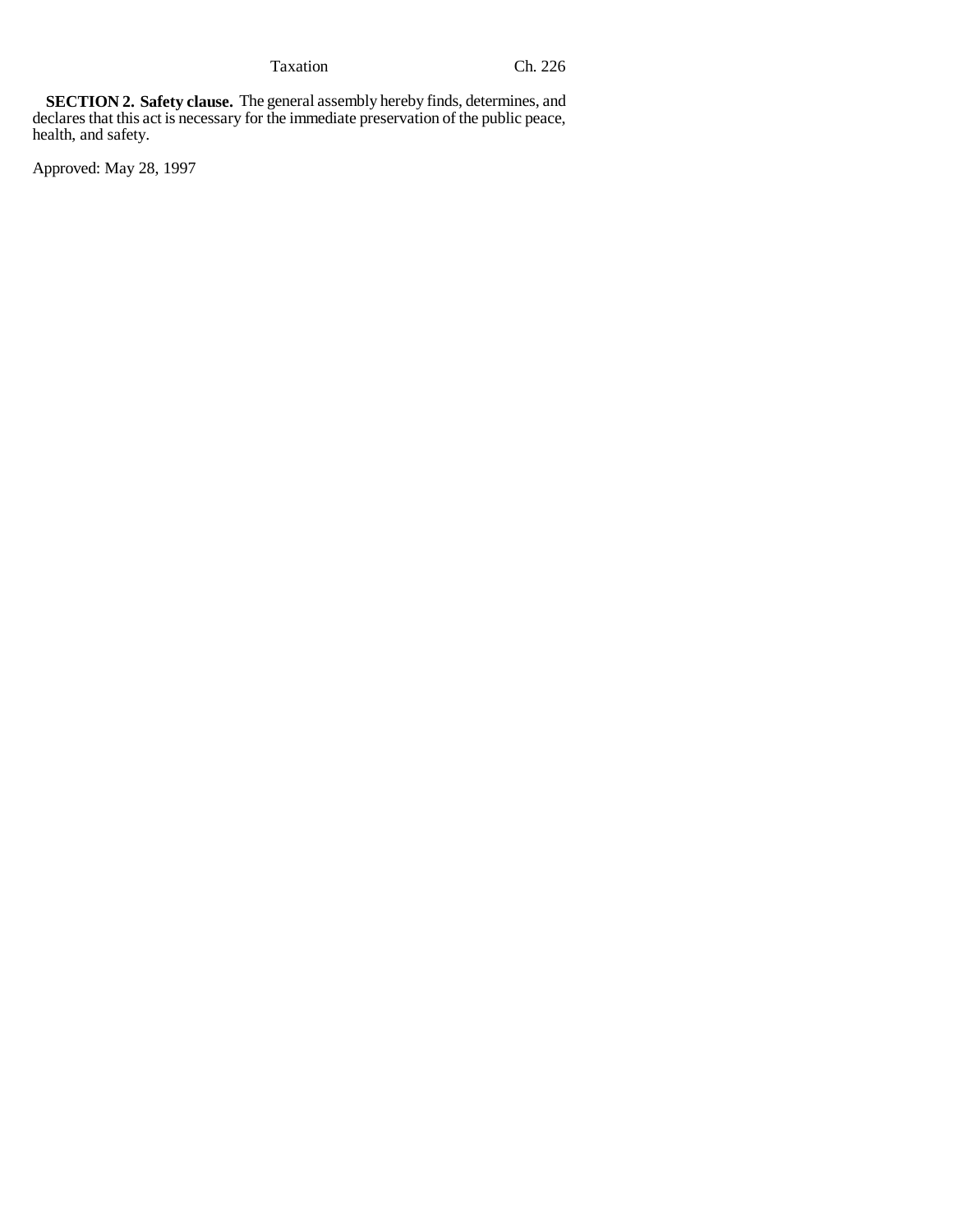**SECTION 2. Safety clause.** The general assembly hereby finds, determines, and declares that this act is necessary for the immediate preservation of the public peace, health, and safety.

Approved: May 28, 1997